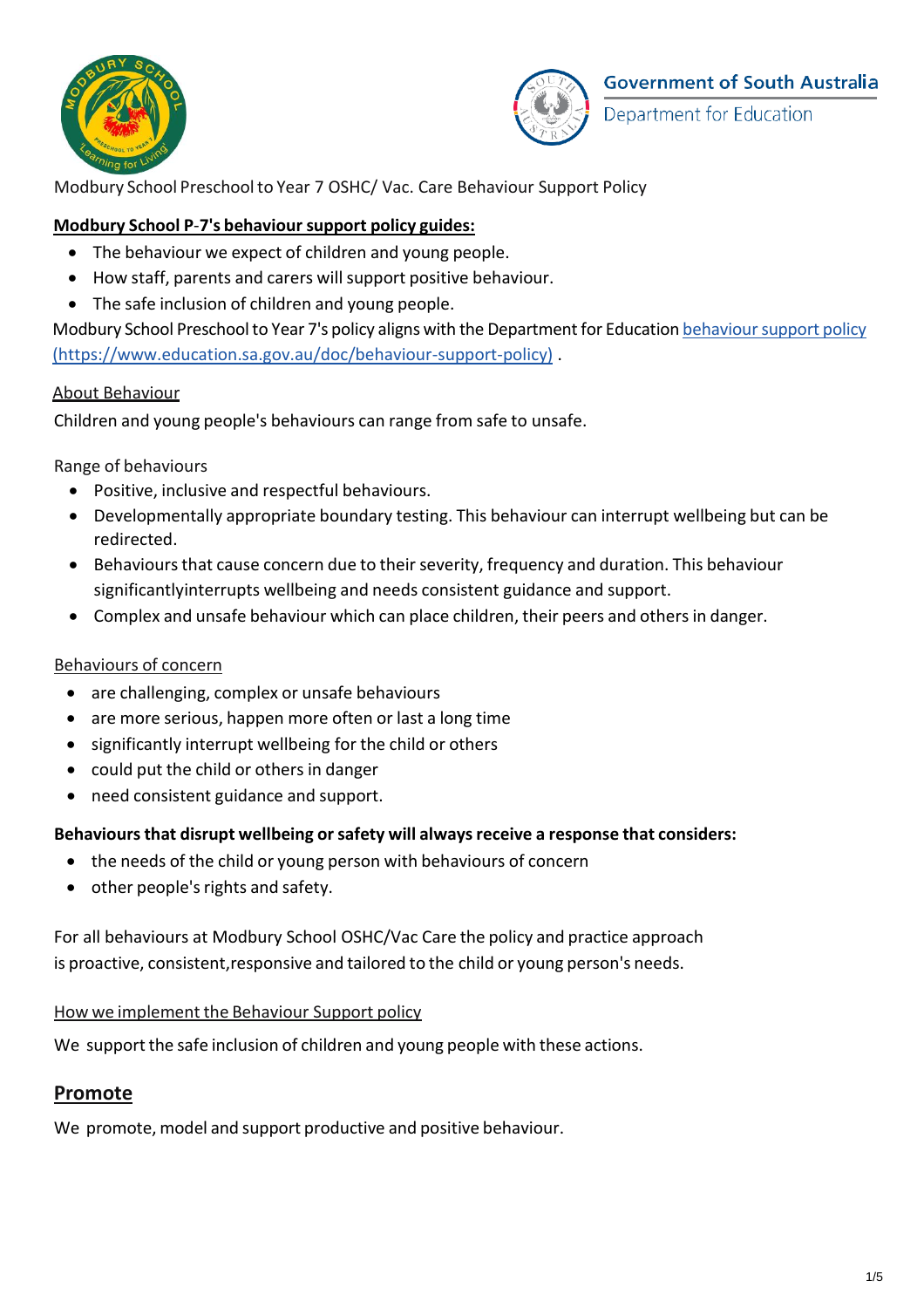Modbury School Preschool to Year 7 OSHC/ Vac. Care Behaviour Support Policy

**Modbury School P-7's behaviour support policy guides:**

- The behaviour we expect of children and young people.
- How staff, parents and carers will support positive behaviour.
- The safe inclusion of children and young people.

Modbury School Preschool to Year 7's policy aligns with the Department for Education [behaviour support policy (https://www.education.sa.gov.au/doc/behaviour-support-policy)](https://www.education.sa.gov.au/doc/behaviour-support-policy) .

About Behaviour

Children and young people's behaviours can range from safe to unsafe.

Range of behaviours

- Positive, inclusive and respectful behaviours.
- Developmentally appropriate boundary testing. This behaviour can interrupt wellbeing but can be redirected.
- Behaviours that cause concern due to their severity, frequency and duration. This behaviour significantlyinterrupts wellbeing and needs consistent guidance and support.
- Complex and unsafe behaviour which can place children, their peers and others in danger.

Behaviours of concern

- are challenging, complex or unsafe behaviours
- are more serious, happen more often or last a long time
- significantly interrupt wellbeing for the child or others
- could put the child or others in danger
- need consistent guidance and support.

**Behaviours that disrupt wellbeing or safety will always receive a response that considers:**

- the needs of the child or young person with behaviours of concern
- other people's rights and safety.

For all behaviours at Modbury School OSHC/Vac Care the policy and practice approach is proactive, consistent,responsive and tailored to the child or young person's needs.

How we implement the Behaviour Support policy

We support the safe inclusion of children and young people with these actions.

## Promote

We promote, model and support productive and positive behaviour.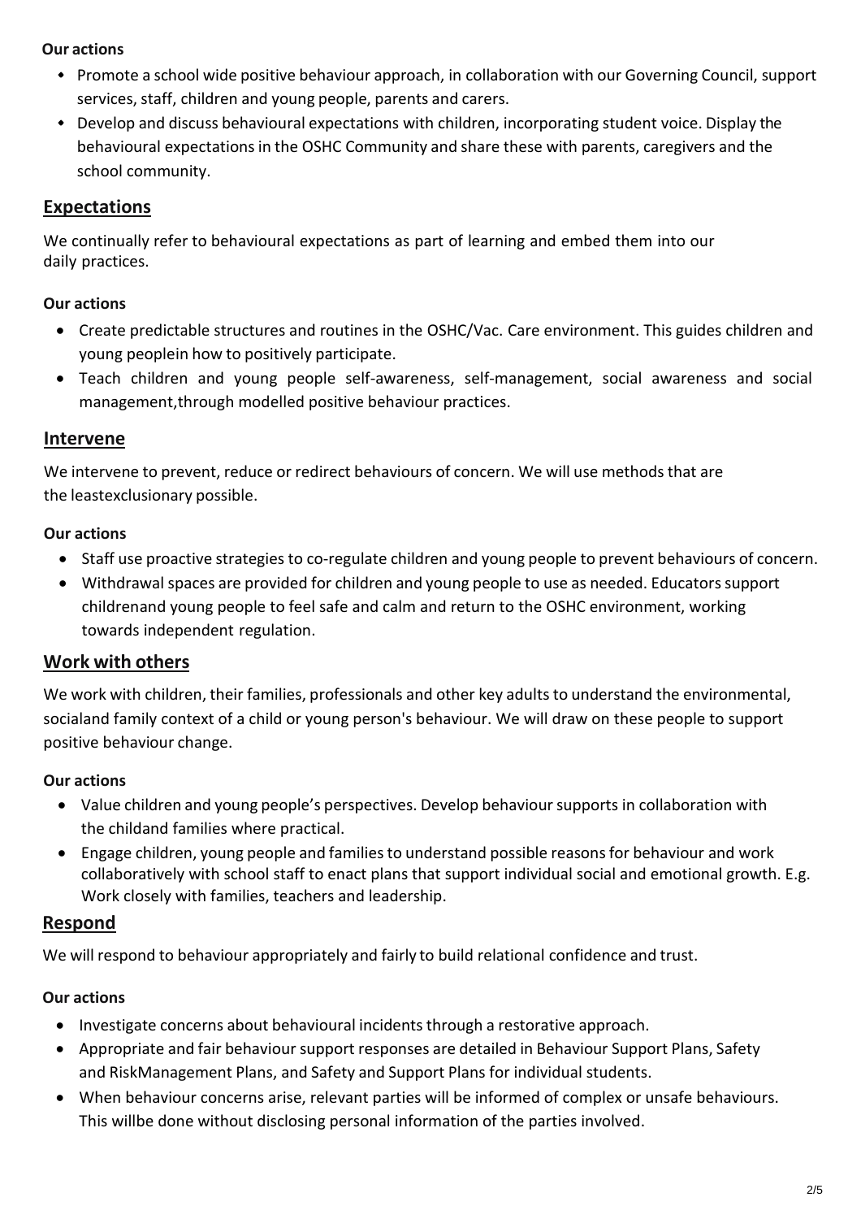**Our actions**

- Promote a school wide positive behaviour approach, in collaboration with our Governing Council, support services, staff, children and young people, parents and carers.
- Develop and discuss behavioural expectations with children, incorporating student voice. Display the behavioural expectations in the OSHC Community and share these with parents, caregivers and the school community.

## Expectations

We continually refer to behavioural expectations as part of learning and embed them into our daily practices.

**Our actions**

- Create predictable structures and routines in the OSHC/Vac. Care environment. This guides children and young peoplein how to positively participate.
- Teach children and young people self-awareness, self-management, social awareness and social management,through modelled positive behaviour practices.

## Intervene

We intervene to prevent, reduce or redirect behaviours of concern. We will use methods that are the leastexclusionary possible.

**Our actions**

- Staff use proactive strategies to co-regulate children and young people to prevent behaviours of concern.
- Withdrawal spaces are provided for children and young people to use as needed. Educators support childrenand young people to feel safe and calm and return to the OSHC environment, working towards independent regulation.

## Work with others

We work with children, their families, professionals and other key adults to understand the environmental, socialand family context of a child or young person's behaviour. We will draw on these people to support positive behaviour change.

**Our actions**

- Value children and young people's perspectives. Develop behaviour supports in collaboration with the childand families where practical.
- Engage children, young people and families to understand possible reasons for behaviour and work collaboratively with school staff to enact plans that support individual social and emotional growth. E.g. Work closely with families, teachers and leadership.

## Respond

We will respond to behaviour appropriately and fairly to build relational confidence and trust.

**Our actions**

- Investigate concerns about behavioural incidents through a restorative approach.
- Appropriate and fair behaviour support responses are detailed in Behaviour Support Plans, Safety and RiskManagement Plans, and Safety and Support Plans for individual students.
- When behaviour concerns arise, relevant parties will be informed of complex or unsafe behaviours. This willbe done without disclosing personal information of the parties involved.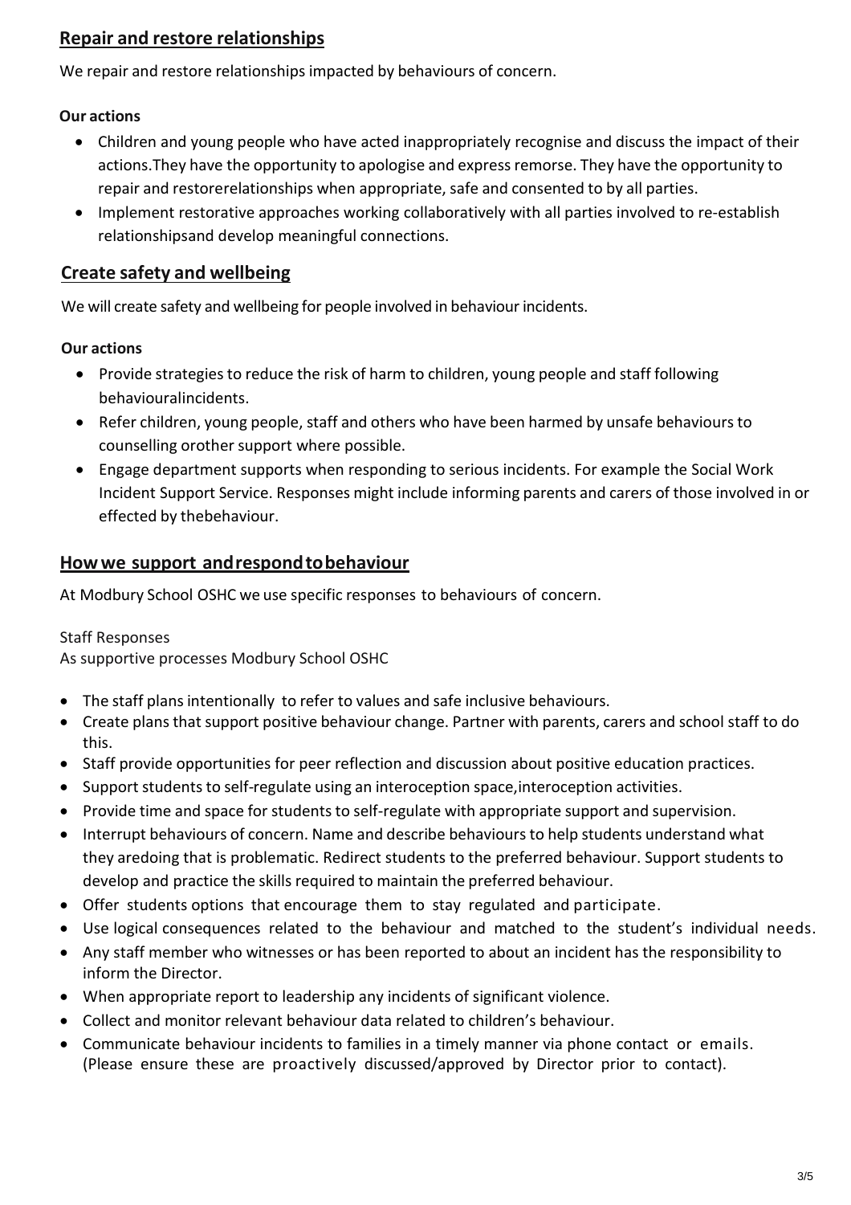## Repair and restore relationships

We repair and restore relationships impacted by behaviours of concern.

**Our actions**

- Children and young people who have acted inappropriately recognise and discuss the impact of their actions.They have the opportunity to apologise and express remorse. They have the opportunity to repair and restorerelationships when appropriate, safe and consented to by all parties.
- Implement restorative approaches working collaboratively with all parties involved to re-establish relationshipsand develop meaningful connections.

## Create safety and wellbeing

We will create safety and wellbeing for people involved in behaviour incidents.

**Our actions**

- Provide strategies to reduce the risk of harm to children, young people and staff following behaviouralincidents.
- Refer children, young people, staff and others who have been harmed by unsafe behaviours to counselling orother support where possible.
- Engage department supports when responding to serious incidents. For example the Social Work Incident Support Service. Responses might include informing parents and carers of those involved in or effected by thebehaviour.

## How we support andrespondtobehaviour

At Modbury School OSHC we use specific responses to behaviours of concern.

Staff Responses
As supportive processes Modbury School OSHC

- The staff plans intentionally to refer to values and safe inclusive behaviours.
- Create plans that support positive behaviour change. Partner with parents, carers and school staff to do this.
- Staff provide opportunities for peer reflection and discussion about positive education practices.
- Support students to self-regulate using an interoception space,interoception activities.
- Provide time and space for students to self-regulate with appropriate support and supervision.
- Interrupt behaviours of concern. Name and describe behaviours to help students understand what they aredoing that is problematic. Redirect students to the preferred behaviour. Support students to develop and practice the skills required to maintain the preferred behaviour.
- Offer students options that encourage them to stay regulated and participate.
- Use logical consequences related to the behaviour and matched to the student's individual needs.
- Any staff member who witnesses or has been reported to about an incident has the responsibility to inform the Director.
- When appropriate report to leadership any incidents of significant violence.
- Collect and monitor relevant behaviour data related to children's behaviour.
- Communicate behaviour incidents to families in a timely manner via phone contact or emails. (Please ensure these are proactively discussed/approved by Director prior to contact).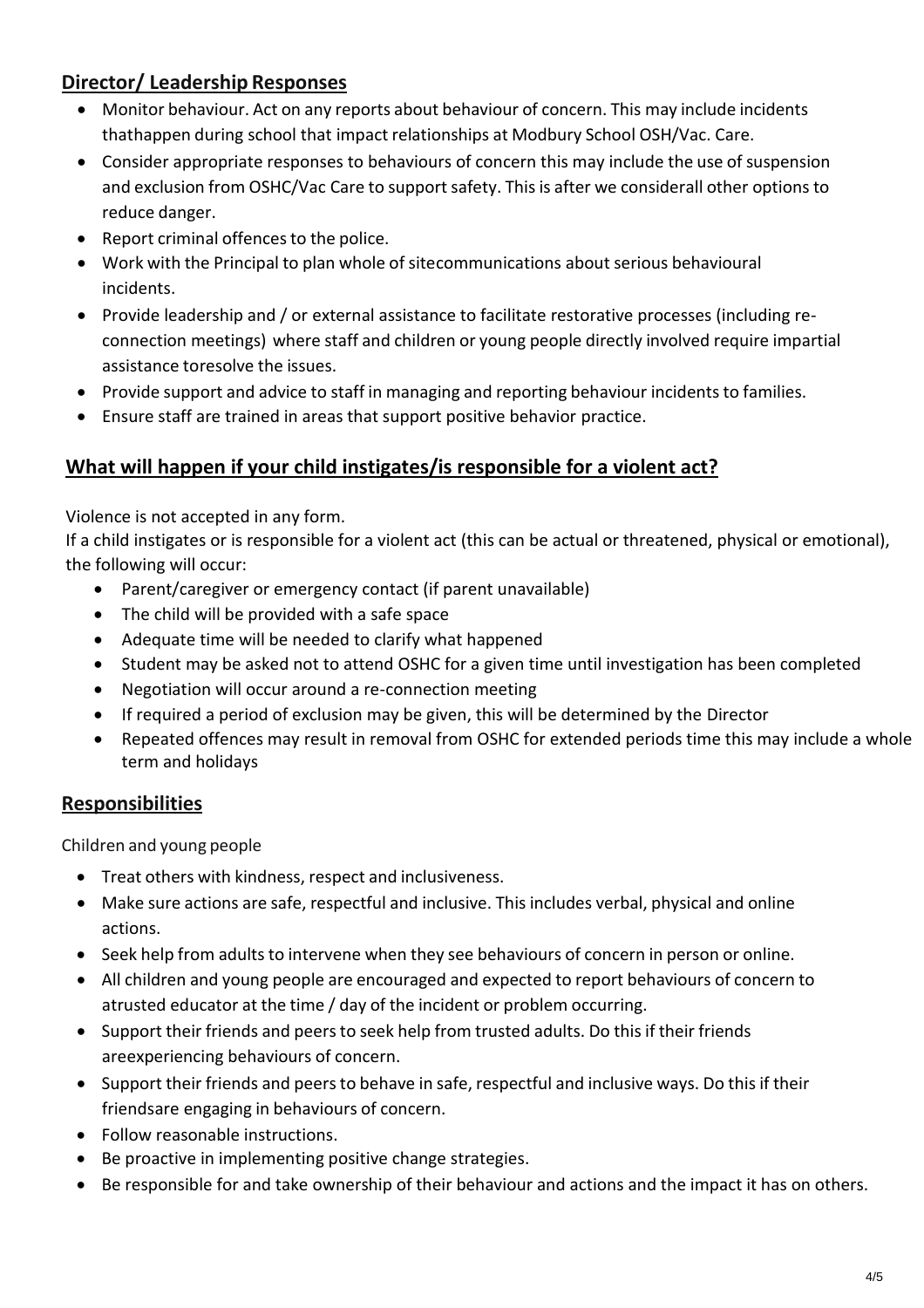## Director/ Leadership Responses

- Monitor behaviour. Act on any reports about behaviour of concern. This may include incidents thathappen during school that impact relationships at Modbury School OSH/Vac. Care.
- Consider appropriate responses to behaviours of concern this may include the use of suspension and exclusion from OSHC/Vac Care to support safety. This is after we considerall other options to reduce danger.
- Report criminal offences to the police.
- Work with the Principal to plan whole of sitecommunications about serious behavioural incidents.
- Provide leadership and / or external assistance to facilitate restorative processes (including re-connection meetings) where staff and children or young people directly involved require impartial assistance toresolve the issues.
- Provide support and advice to staff in managing and reporting behaviour incidents to families.
- Ensure staff are trained in areas that support positive behavior practice.

## What will happen if your child instigates/is responsible for a violent act?

Violence is not accepted in any form.

If a child instigates or is responsible for a violent act (this can be actual or threatened, physical or emotional), the following will occur:

- Parent/caregiver or emergency contact (if parent unavailable)
- The child will be provided with a safe space
- Adequate time will be needed to clarify what happened
- Student may be asked not to attend OSHC for a given time until investigation has been completed
- Negotiation will occur around a re-connection meeting
- If required a period of exclusion may be given, this will be determined by the Director
- Repeated offences may result in removal from OSHC for extended periods time this may include a whole term and holidays

## Responsibilities

Children and young people

- Treat others with kindness, respect and inclusiveness.
- Make sure actions are safe, respectful and inclusive. This includes verbal, physical and online actions.
- Seek help from adults to intervene when they see behaviours of concern in person or online.
- All children and young people are encouraged and expected to report behaviours of concern to atrusted educator at the time / day of the incident or problem occurring.
- Support their friends and peers to seek help from trusted adults. Do this if their friends areexperiencing behaviours of concern.
- Support their friends and peers to behave in safe, respectful and inclusive ways. Do this if their friendsare engaging in behaviours of concern.
- Follow reasonable instructions.
- Be proactive in implementing positive change strategies.
- Be responsible for and take ownership of their behaviour and actions and the impact it has on others.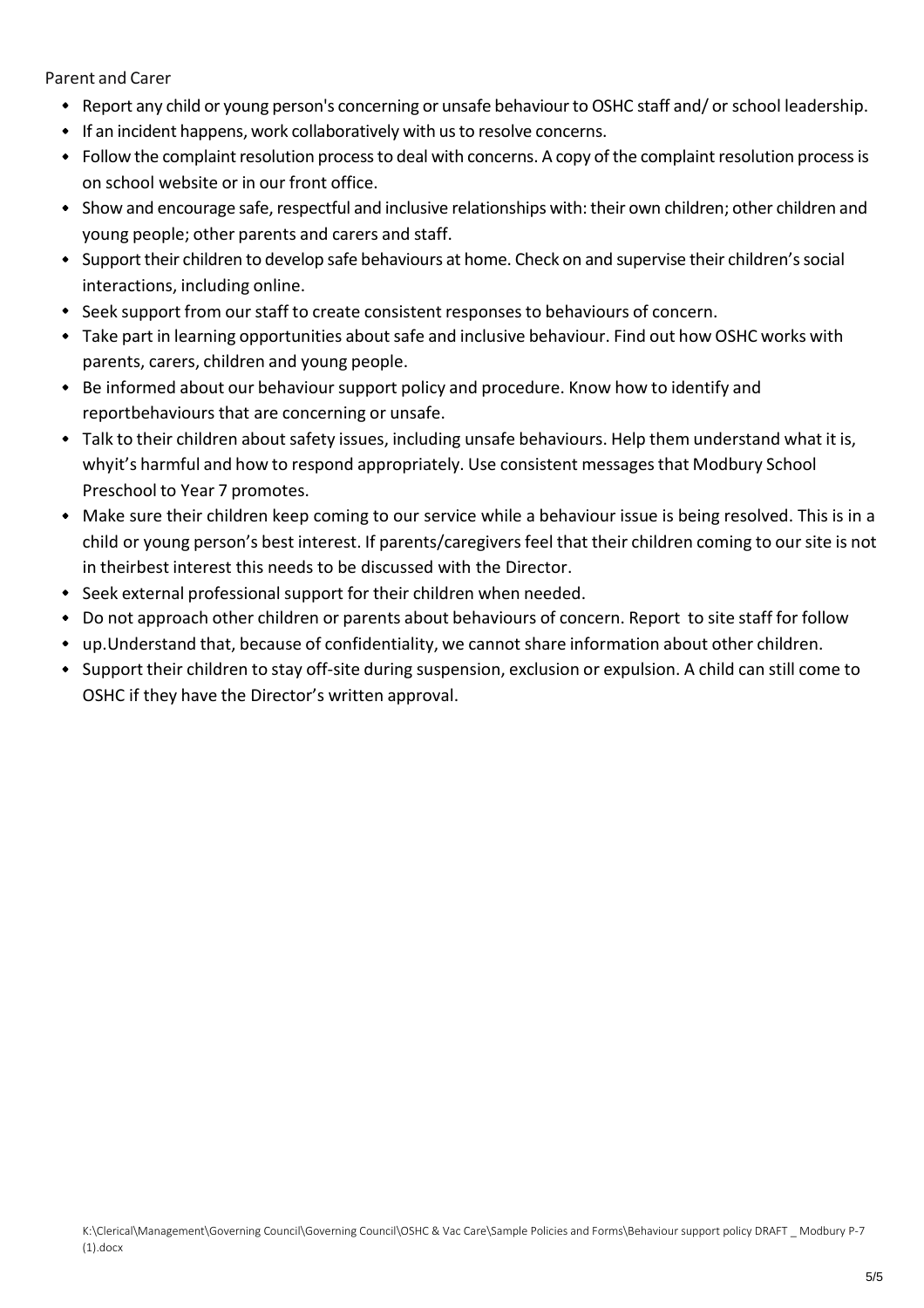Parent and Carer

- Report any child or young person's concerning or unsafe behaviour to OSHC staff and/ or school leadership.
- If an incident happens, work collaboratively with us to resolve concerns.
- Follow the complaint resolution process to deal with concerns. A copy of the complaint resolution process is on school website or in our front office.
- Show and encourage safe, respectful and inclusive relationships with: their own children; other children and young people; other parents and carers and staff.
- Support their children to develop safe behaviours at home. Check on and supervise their children's social interactions, including online.
- Seek support from our staff to create consistent responses to behaviours of concern.
- Take part in learning opportunities about safe and inclusive behaviour. Find out how OSHC works with parents, carers, children and young people.
- Be informed about our behaviour support policy and procedure. Know how to identify and reportbehaviours that are concerning or unsafe.
- Talk to their children about safety issues, including unsafe behaviours. Help them understand what it is, whyit's harmful and how to respond appropriately. Use consistent messages that Modbury School Preschool to Year 7 promotes.
- Make sure their children keep coming to our service while a behaviour issue is being resolved. This is in a child or young person's best interest. If parents/caregivers feel that their children coming to our site is not in theirbest interest this needs to be discussed with the Director.
- Seek external professional support for their children when needed.
- Do not approach other children or parents about behaviours of concern. Report to site staff for follow
- up.Understand that, because of confidentiality, we cannot share information about other children.
- Support their children to stay off-site during suspension, exclusion or expulsion. A child can still come to OSHC if they have the Director's written approval.

K:\Clerical\Management\Governing Council\Governing Council\OSHC & Vac Care\Sample Policies and Forms\Behaviour support policy DRAFT _ Modbury P-7 (1).docx